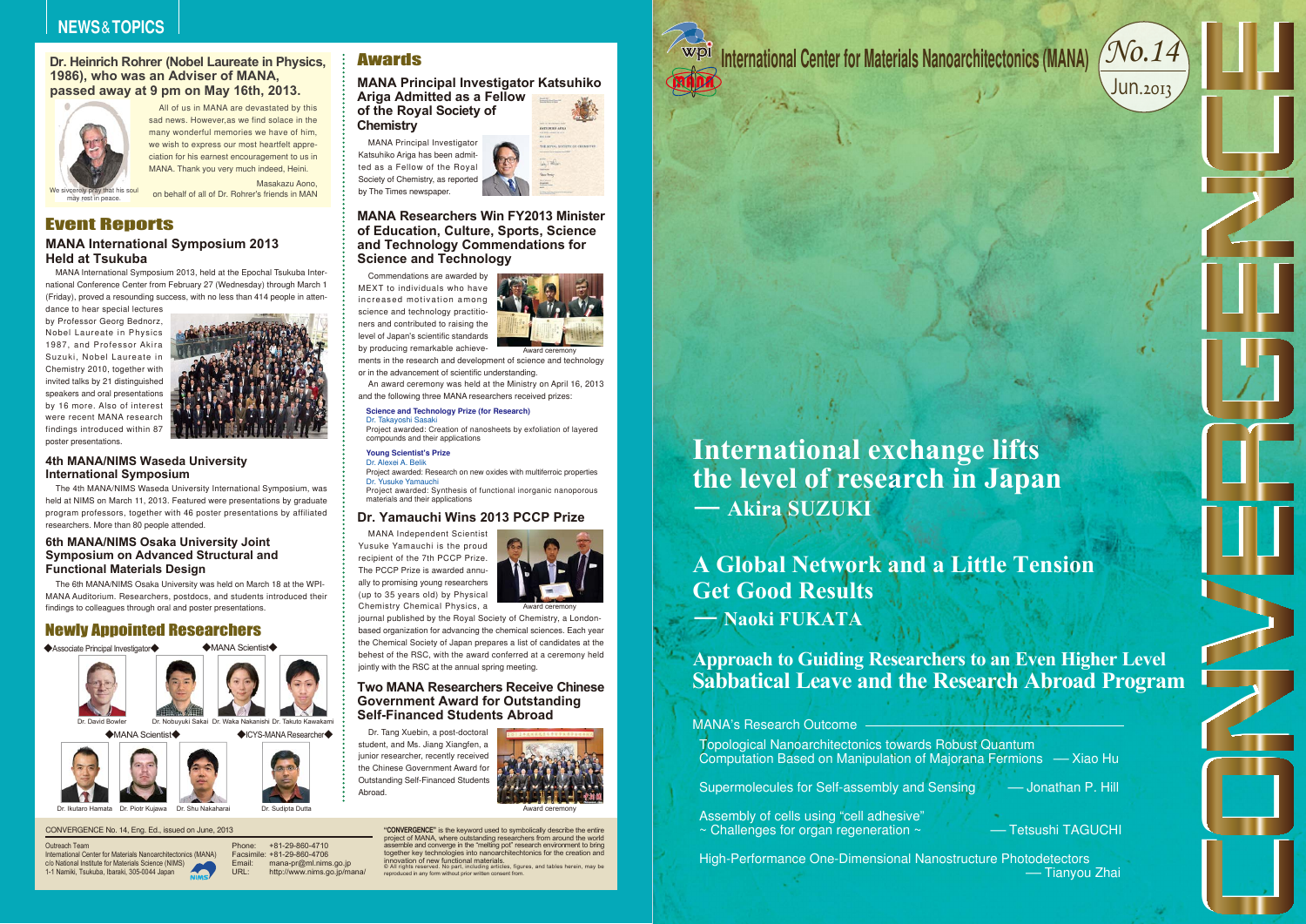## NEWS & TOPICS

**Dr. Heinrich Rohrer (Nobel Laureate in Physics, 1986), who was an Adviser of MANA, passed away at 9 pm on May 16th, 2013.**

All of us in MANA are devastated by this sad news. However,as we find solace in the many wonderful memories we have of him, we wish to express our most heartfelt appreciation for his earnest encouragement to us in MANA. Thank you very much indeed, Heini.

Masakazu Aono,
on behalf of all of Dr. Rohrer's friends in MANA

We sincerely pray that his soul may rest in peace.

## Event Reports

### MANA International Symposium 2013 Held at Tsukuba

MANA International Symposium 2013, held at the Epochal Tsukuba International Conference Center from February 27 (Wednesday) through March 1 (Friday), proved a resounding success, with no less than 414 people in attendance to hear special lectures by Professor Georg Bednorz, Nobel Laureate in Physics 1987, and Professor Akira Suzuki, Nobel Laureate in Chemistry 2010, together with invited talks by 21 distinguished speakers and oral presentations by 16 more. Also of interest were recent MANA research findings introduced within 87 poster presentations.

### 4th MANA/NIMS Waseda University International Symposium

The 4th MANA/NIMS Waseda University International Symposium, was held at NIMS on March 11, 2013. Featured were presentations by graduate program professors, together with 46 poster presentations by affiliated researchers. More than 80 people attended.

### 6th MANA/NIMS Osaka University Joint Symposium on Advanced Structural and Functional Materials Design

The 6th MANA/NIMS Osaka University was held on March 18 at the WPI-MANA Auditorium. Researchers, postdocs, and students introduced their findings to colleagues through oral and poster presentations.

## Newly Appointed Researchers

◆Associate Principal Investigator◆
Dr. David Bowler

◆MANA Scientist◆
Dr. Nobuyuki Sakai, Dr. Waka Nakanishi, Dr. Takuto Kawakami

◆MANA Scientist◆
Dr. Ikutaro Hamata, Dr. Piotr Kujawa, Dr. Shu Nakaharai

◆ICYS-MANA Researcher◆
Dr. Sudipta Dutta

## Awards

### MANA Principal Investigator Katsuhiko Ariga Admitted as a Fellow of the Royal Society of Chemistry

MANA Principal Investigator Katsuhiko Ariga has been admitted as a Fellow of the Royal Society of Chemistry, as reported by The Times newspaper.

### MANA Researchers Win FY2013 Minister of Education, Culture, Sports, Science and Technology Commendations for Science and Technology

Commendations are awarded by MEXT to individuals who have increased motivation among science and technology practitioners and contributed to raising the level of Japan's scientific standards by producing remarkable achievements in the research and development of science and technology or in the advancement of scientific understanding.

An award ceremony was held at the Ministry on April 16, 2013 and the following three MANA researchers received prizes:

Award ceremony

**Science and Technology Prize (for Research)**
Dr. Takayoshi Sasaki
Project awarded: Creation of nanosheets by exfoliation of layered compounds and their applications

**Young Scientist's Prize**
Dr. Alexei A. Belik
Project awarded: Research on new oxides with multiferroic properties
Dr. Yusuke Yamauchi
Project awarded: Synthesis of functional inorganic nanoporous materials and their applications

### Dr. Yamauchi Wins 2013 PCCP Prize

MANA Independent Scientist Yusuke Yamauchi is the proud recipient of the 7th PCCP Prize. The PCCP Prize is awarded annually to promising young researchers (up to 35 years old) by Physical Chemistry Chemical Physics, a journal published by the Royal Society of Chemistry, a London-based organization for advancing the chemical sciences. Each year the Chemical Society of Japan prepares a list of candidates at the behest of the RSC, with the award conferred at a ceremony held jointly with the RSC at the annual spring meeting.

Award ceremony

### Two MANA Researchers Receive Chinese Government Award for Outstanding Self-Financed Students Abroad

Dr. Tang Xuebin, a post-doctoral student, and Ms. Jiang Xiangfen, a junior researcher, recently received the Chinese Government Award for Outstanding Self-Financed Students Abroad.

Award ceremony

---

CONVERGENCE No. 14, Eng. Ed., issued on June, 2013

Outreach Team
International Center for Materials Nanoarchitectonics (MANA)
c/o National Institute for Materials Science (NIMS)
1-1 Namiki, Tsukuba, Ibaraki, 305-0044 Japan

Phone: +81-29-860-4710
Facsimile: +81-29-860-4706
Email: mana-pr@ml.nims.go.jp
URL: http://www.nims.go.jp/mana/

"CONVERGENCE" is the keyword used to symbolically describe the entire project of MANA, where outstanding researchers from around the world assemble and converge in the "melting pot" research environment to bring together key technologies into nanoarchitechtonics for the creation and innovation of new functional materials.
© All rights reserved. No part, including articles, figures, and tables herein, may be reproduced in any form without prior written consent from.

---

# CONVERGENCE

International Center for Materials Nanoarchitectonics (MANA)

No.14 Jun.2013

## International exchange lifts the level of research in Japan
— Akira SUZUKI

## A Global Network and a Little Tension Get Good Results
— Naoki FUKATA

## Approach to Guiding Researchers to an Even Higher Level Sabbatical Leave and the Research Abroad Program

### MANA's Research Outcome

Topological Nanoarchitectonics towards Robust Quantum Computation Based on Manipulation of Majorana Fermions — Xiao Hu

Supermolecules for Self-assembly and Sensing — Jonathan P. Hill

Assembly of cells using "cell adhesive" ~ Challenges for organ regeneration ~ — Tetsushi TAGUCHI

High-Performance One-Dimensional Nanostructure Photodetectors — Tianyou Zhai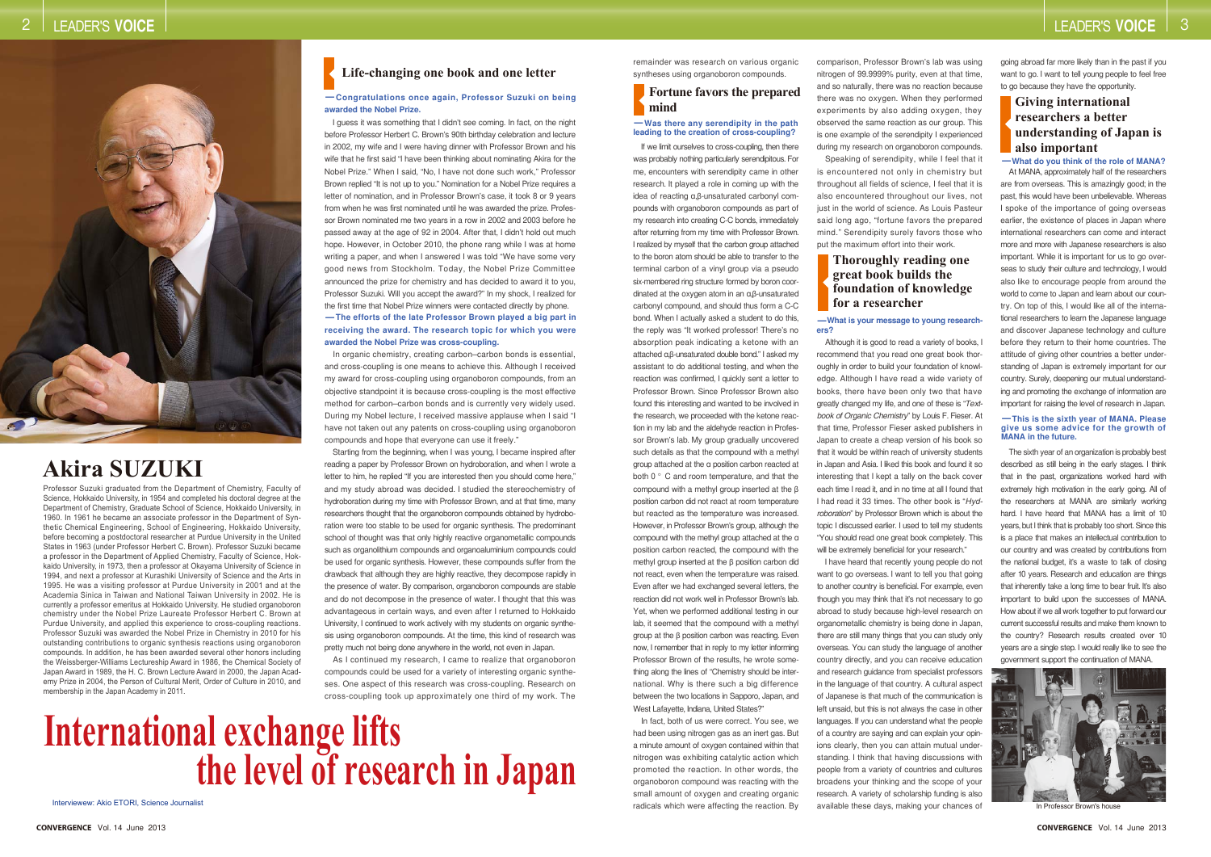# International exchange lifts the level of research in Japan

Interviewee: Akio ETORI, Science Journalist

## Akira SUZUKI

Professor Suzuki graduated from the Department of Chemistry, Faculty of Science, Hokkaido University, in 1954 and completed his doctoral degree at the Department of Chemistry, Graduate School of Science, Hokkaido University, in 1960. In 1961 he became an associate professor in the Department of Synthetic Chemical Engineering, School of Engineering, Hokkaido University, before becoming a postdoctoral researcher at Purdue University in the United States in 1963 (under Professor Herbert C. Brown). Professor Suzuki became a professor in the Department of Applied Chemistry, Faculty of Science, Hokkaido University, in 1973, then a professor at Okayama University of Science in 1994, and next a professor at Kurashiki University of Science and the Arts in 1995. He was a visiting professor at Purdue University in 2001 and at the Academia Sinica in Taiwan and National Taiwan University in 2002. He is currently a professor emeritus at Hokkaido University. He studied organoboron chemistry under the Nobel Prize Laureate Professor Herbert C. Brown at Purdue University, and applied this experience to cross-coupling reactions. Professor Suzuki was awarded the Nobel Prize in Chemistry in 2010 for his outstanding contributions to organic synthesis reactions using organoboron compounds. In addition, he has been awarded several other honors including the Weissberger-Williams Lectureship Award in 1986, the Chemical Society of Japan Award in 1989, the H. C. Brown Lecture Award in 2000, the Japan Academy Prize in 2004, the Person of Cultural Merit, Order of Culture in 2010, and membership in the Japan Academy in 2011.

### Life-changing one book and one letter

**—Congratulations once again, Professor Suzuki on being awarded the Nobel Prize.**

I guess it was something that I didn't see coming. In fact, on the night before Professor Herbert C. Brown's 90th birthday celebration and lecture in 2002, my wife and I were having dinner with Professor Brown and his wife that he first said "I have been thinking about nominating Akira for the Nobel Prize." When I said, "No, I have not done such work," Professor Brown replied "It is not up to you." Nomination for a Nobel Prize requires a letter of nomination, and in Professor Brown's case, it took 8 or 9 years from when he was first nominated until he was awarded the prize. Professor Brown nominated me two years in a row in 2002 and 2003 before he passed away at the age of 92 in 2004. After that, I didn't hold out much hope. However, in October 2010, the phone rang while I was at home writing a paper, and when I answered I was told "We have some very good news from Stockholm. Today, the Nobel Prize Committee announced the prize for chemistry and has decided to award it to you, Professor Suzuki. Will you accept the award?" In my shock, I realized for the first time that Nobel Prize winners were contacted directly by phone.

**—The efforts of the late Professor Brown played a big part in receiving the award. The research topic for which you were awarded the Nobel Prize was cross-coupling.**

In organic chemistry, creating carbon–carbon bonds is essential, and cross-coupling is one means to achieve this. Although I received my award for cross-coupling using organoboron compounds, from an objective standpoint it is because cross-coupling is the most effective method for carbon–carbon bonds and is currently very widely used. During my Nobel lecture, I received massive applause when I said "I have not taken out any patents on cross-coupling using organoboron compounds and hope that everyone can use it freely."

Starting from the beginning, when I was young, I became inspired after reading a paper by Professor Brown on hydroboration, and when I wrote a letter to him, he replied "If you are interested then you should come here," and my study abroad was decided. I studied the stereochemistry of hydroboration during my time with Professor Brown, and at that time, many researchers thought that the organoboron compounds obtained by hydroboration were too stable to be used for organic synthesis. The predominant school of thought was that only highly reactive organometallic compounds such as organolithium compounds and organoaluminium compounds could be used for organic synthesis. However, these compounds suffer from the drawback that although they are highly reactive, they decompose rapidly in the presence of water. By comparison, organoboron compounds are stable and do not decompose in the presence of water. I thought that this was advantageous in certain ways, and even after I returned to Hokkaido University, I continued to work actively with my students on organic synthesis using organoboron compounds. At the time, this kind of research was pretty much not being done anywhere in the world, not even in Japan.

As I continued my research, I came to realize that organoboron compounds could be used for a variety of interesting organic syntheses. One aspect of this research was cross-coupling. Research on cross-coupling took up approximately one third of my work. The remainder was research on various organic syntheses using organoboron compounds.

### Fortune favors the prepared mind

**—Was there any serendipity in the path leading to the creation of cross-coupling?**

If we limit ourselves to cross-coupling, then there was probably nothing particularly serendipitous. For me, encounters with serendipity came in other research. It played a role in coming up with the idea of reacting α,β-unsaturated carbonyl compounds with organoboron compounds as part of my research into creating C-C bonds, immediately after returning from my time with Professor Brown. I realized by myself that the carbon group attached to the boron atom should be able to transfer to the terminal carbon of a vinyl group via a pseudo six-membered ring structure formed by boron coordinated at the oxygen atom in an α,β-unsaturated carbonyl compound, and should thus form a C-C bond. When I actually asked a student to do this, the reply was "It worked professor! There's no absorption peak indicating a ketone with an attached α,β-unsaturated double bond." I asked my assistant to do additional testing, and when the reaction was confirmed, I quickly sent a letter to Professor Brown. Since Professor Brown also found this interesting and wanted to be involved in the research, we proceeded with the ketone reaction in my lab and the aldehyde reaction in Professor Brown's lab. My group gradually uncovered such details as that the compound with a methyl group attached at the α position carbon reacted at both 0 ° C and room temperature, and that the compound with a methyl group inserted at the β position carbon did not react at room temperature but reacted as the temperature was increased. However, in Professor Brown's group, although the compound with the methyl group attached at the α position carbon reacted, the compound with the methyl group inserted at the β position carbon did not react, even when the temperature was raised. Even after we had exchanged several letters, the reaction did not work well in Professor Brown's lab. Yet, when we performed additional testing in our lab, it seemed that the compound with a methyl group at the β position carbon was reacting. Even now, I remember that in reply to my letter informing Professor Brown of the results, he wrote something along the lines of "Chemistry should be international. Why is there such a big difference between the two locations in Sapporo, Japan, and West Lafayette, Indiana, United States?"

In fact, both of us were correct. You see, we had been using nitrogen gas as an inert gas. But a minute amount of oxygen contained within that nitrogen was exhibiting catalytic action which promoted the reaction. In other words, the organoboron compound was reacting with the small amount of oxygen and creating organic radicals which were affecting the reaction. By comparison, Professor Brown's lab was using nitrogen of 99.9999% purity, even at that time, and so naturally, there was no reaction because there was no oxygen. When they performed experiments by also adding oxygen, they observed the same reaction as our group. This is one example of the serendipity I experienced during my research on organoboron compounds.

Speaking of serendipity, while I feel that it is encountered not only in chemistry but throughout all fields of science, I feel that it is also encountered throughout our lives, not just in the world of science. As Louis Pasteur said long ago, "fortune favors the prepared mind." Serendipity surely favors those who put the maximum effort into their work.

### Thoroughly reading one great book builds the foundation of knowledge for a researcher

**—What is your message to young researchers?**

Although it is good to read a variety of books, I recommend that you read one great book thoroughly in order to build your foundation of knowledge. Although I have read a wide variety of books, there have been only two that have greatly changed my life, and one of these is "*Textbook of Organic Chemistry*" by Louis F. Fieser. At that time, Professor Fieser asked publishers in Japan to create a cheap version of his book so that it would be within reach of university students in Japan and Asia. I liked this book and found it so interesting that I kept a tally on the back cover each time I read it, and in no time at all I found that I had read it 33 times. The other book is "*Hydroboration*" by Professor Brown which is about the topic I discussed earlier. I used to tell my students "You should read one great book completely. This will be extremely beneficial for your research."

I have heard that recently young people do not want to go overseas. I want to tell you that going to another country is beneficial. For example, even though you may think that it's not necessary to go abroad to study because high-level research on organometallic chemistry is being done in Japan, there are still many things that you can study only overseas. You can study the language of another country directly, and you can receive education and research guidance from specialist professors in the language of that country. A cultural aspect of Japanese is that much of the communication is left unsaid, but this is not always the case in other languages. If you can understand what the people of a country are saying and can explain your opinions clearly, then you can attain mutual understanding. I think that having discussions with people from a variety of countries and cultures broadens your thinking and the scope of your research. A variety of scholarship funding is also available these days, making your chances of going abroad far more likely than in the past if you want to go. I want to tell young people to feel free to go because they have the opportunity.

### Giving international researchers a better understanding of Japan is also important

**—What do you think of the role of MANA?**

At MANA, approximately half of the researchers are from overseas. This is amazingly good; in the past, this would have been unbelievable. Whereas I spoke of the importance of going overseas earlier, the existence of places in Japan where international researchers can come and interact more and more with Japanese researchers is also important. While it is important for us to go overseas to study their culture and technology, I would also like to encourage people from around the world to come to Japan and learn about our country. On top of this, I would like all of the international researchers to learn the Japanese language and discover Japanese technology and culture before they return to their home countries. The attitude of giving other countries a better understanding of Japan is extremely important for our country. Surely, deepening our mutual understanding and promoting the exchange of information are important for raising the level of research in Japan.

**—This is the sixth year of MANA. Please give us some advice for the growth of MANA in the future.**

The sixth year of an organization is probably best described as still being in the early stages. I think that in the past, organizations worked hard with extremely high motivation in the early going. All of the researchers at MANA are similarly working hard. I have heard that MANA has a limit of 10 years, but I think that is probably too short. Since this is a place that makes an intellectual contribution to our country and was created by contributions from the national budget, it's a waste to talk of closing after 10 years. Research and education are things that inherently take a long time to bear fruit. It's also important to build upon the successes of MANA. How about if we all work together to put forward our current successful results and make them known to the country? Research results created over 10 years are a single step. I would really like to see the government support the continuation of MANA.

In Professor Brown's house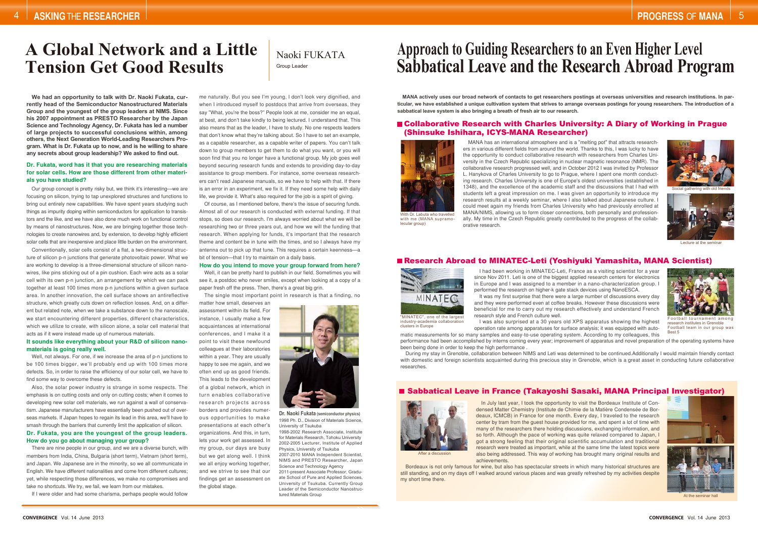# A Global Network and a Little Tension Get Good Results

Naoki FUKATA
Group Leader

**We had an opportunity to talk with Dr. Naoki Fukata, currently head of the Semiconductor Nanostructured Materials Group and the youngest of the group leaders at NIMS. Since his 2007 appointment as PRESTO Researcher by the Japan Science and Technology Agency, Dr. Fukata has led a number of large projects to successful conclusions within, among others, the Next Generation World-Leading Researchers Program. What is Dr. Fukata up to now, and is he willing to share any secrets about group leadership? We asked to find out.**

### Dr. Fukata, word has it that you are researching materials for solar cells. How are those different from other materials you have studied?

Our group concept is pretty risky but, we think it's interesting—we are focusing on silicon, trying to tap unexplored structures and functions to bring out entirely new capabilities. We have spent years studying such things as impurity doping within semiconductors for application to transistors and the like, and we have also done much work on functional control by means of nanostructures. Now, we are bringing together these technologies to create nanowires and, by extension, to develop highly efficient solar cells that are inexpensive and place little burden on the environment.

Conventionally, solar cells consist of a flat, a two-dimensional structure of silicon p-n junctions that generate photovoltaic power. What we are working to develop is a three-dimensional structure of silicon nanowires, like pins sticking out of a pin cushion. Each wire acts as a solar cell with its own p-n junction, an arrangement by which we can pack together at least 100 times more p-n junctions within a given surface area. In another innovation, the cell surface shows an antireflective structure, which greatly cuts down on reflection losses. And, on a different but related note, when we take a substance down to the nanoscale, we start encountering different properties, different characteristics, which we utilize to create, with silicon alone, a solar cell material that acts as if it were instead made up of numerous materials.

### It sounds like everything about your R&D of silicon nanomaterials is going really well.

Well, not always. For one, if we increase the area of p-n junctions to be 100 times bigger, we'll probably end up with 100 times more defects. So, in order to raise the efficiency of our solar cell, we have to find some way to overcome these defects.

Also, the solar power industry is strange in some respects. The emphasis is on cutting costs and only on cutting costs; when it comes to developing new solar cell materials, we run against a wall of conservatism. Japanese manufacturers have essentially been pushed out of overseas markets. If Japan hopes to regain its lead in this area, we'll have to smash through the barriers that currently limit the application of silicon.

### Dr. Fukata, you are the youngest of the group leaders. How do you go about managing your group?

There are nine people in our group, and we are a diverse bunch, with members from India, China, Bulgaria (short term), Vietnam (short term), and Japan. We Japanese are in the minority, so we all communicate in English. We have different nationalities and come from different cultures; yet, while respecting those differences, we make no compromises and take no shortcuts. We try, we fail, we learn from our mistakes.

If I were older and had some charisma, perhaps people would follow me naturally. But you see I'm young, I don't look very dignified, and when I introduced myself to postdocs that arrive from overseas, they say "What, you're the boss?" People look at me, consider me an equal, at best, and don't take kindly to being lectured. I understand that. This also means that as the leader, I have to study. No one respects leaders that don't know what they're talking about. So I have to set an example, as a capable researcher, as a capable writer of papers. You can't talk down to group members to get them to do what you want, or you will soon find that you no longer have a functional group. My job goes well beyond securing research funds and extends to providing day-to-day assistance to group members. For instance, some overseas researchers can't read Japanese manuals, so we have to help with that. If there is an error in an experiment, we fix it. If they need some help with daily life, we provide it. What's also required for the job is a spirit of giving.

Of course, as I mentioned before, there's the issue of securing funds. Almost all of our research is conducted with external funding. If that stops, so does our research. I'm always worried about what we will be researching two or three years out, and how we will the funding that research. When applying for funds, it's important that the research theme and content be in tune with the times, and so I always have my antenna out to pick up that tune. This requires a certain keenness—a bit of tension—that I try to maintain on a daily basis.

### How do you intend to move your group forward from here?

Well, it can be pretty hard to publish in our field. Sometimes you will see it, a postdoc who never smiles, except when looking at a copy of a paper fresh off the press. Then, there's a great big grin.

The single most important point in research is that a finding, no matter how small, deserves an assessment within its field. For instance, I usually make a few acquaintances at international conferences, and I make it a point to visit these newfound colleagues at their laboratories within a year. They are usually happy to see me again, and we often end up as good friends. This leads to the development of a global network, which in turn enables collaborative research projects across borders and provides numerous opportunities to make presentations at each other's organizations. And this, in turn, lets your work get assessed. In my group, our days are busy but we get along well. I think we all enjoy working together, and we strive to see that our findings get an assessment on the global stage.

**Dr. Naoki Fukata** (semiconductor physics)
1998 Ph. D., Division of Materials Science, University of Tsukuba
1998-2002 Research Associate, Institute for Materials Research, Tohoku University
2002-2005 Lecturer, Institute of Applied Physics, University of Tsukuba
2007-2010 MANA Independent Scientist, NIMS and PRESTO Researcher, Japan Science and Technology Agency
2011-present Associate Professor, Graduate School of Pure and Applied Sciences, University of Tsukuba. Currently Group Leader of the Semiconductor Nanostructured Materials Group

# Approach to Guiding Researchers to an Even Higher Level Sabbatical Leave and the Research Abroad Program

**MANA actively uses our broad network of contacts to get researchers postings at overseas universities and research institutions. In particular, we have established a unique cultivation system that strives to arrange overseas postings for young researchers. The introduction of a sabbatical leave system is also bringing a breath of fresh air to our research.**

## Collaborative Research with Charles University: A Diary of Working in Prague (Shinsuke Ishihara, ICYS-MANA Researcher)

MANA has an international atmosphere and is a "melting pot" that attracts researchers in various different fields from around the world. Thanks to this, I was lucky to have the opportunity to conduct collaborative research with researchers from Charles University in the Czech Republic specializing in nuclear magnetic resonance (NMR). The collaborative research progressed well, and in October 2012 I was invited by Professor L. Hanykova of Charles University to go to Prague, where I spent one month conducting research. Charles University is one of Europe's oldest universities (established in 1348), and the excellence of the academic staff and the discussions that I had with students left a great impression on me. I was given an opportunity to introduce my research results at a weekly seminar, where I also talked about Japanese culture. I could meet again my friends from Charles University who had previously enrolled at MANA/NIMS, allowing us to form closer connections, both personally and professionally. My time in the Czech Republic greatly contributed to the progress of the collaborative research.

With Dr. Labuta who travelled with me (MANA supramolecular group)

Social gathering with old friends

Lecture at the seminar

## Research Abroad to MINATEC-Leti (Yoshiyuki Yamashita, MANA Scientist)

I had been working in MINATEC-Leti, France as a visiting scientist for a year since Nov 2011. Leti is one of the biggest applied research centers for electronics in Europe and I was assigned to a member in a nano-characterization group. I performed the research on higher-k gate stack devices using NanoESCA.

It was my first surprise that there were a large number of discussions every day and they were performed even at coffee breaks. However these discussions were beneficial for me to carry out my research effectively and understand French research style and French culture well.

I was also surprised at a 30 years old XPS apparatus showing the highest operation rate among apparatuses for surface analysis; it was equipped with automatic measurements for so many samples and easy-to-use operating system. According to my colleagues, this performance had been accomplished by interns coming every year; improvement of apparatus and novel preparation of the operating systems have been being done in order to keep the high performance .

During my stay in Grenoble, collaboration between NIMS and Leti was determined to be continued.Additionally I would maintain friendly contact with domestic and foreign scientists acquainted during this precious stay in Grenoble, which is a great asset in conducting future collaborative researches.

"MINATEC", one of the largest industry-academia collaboration clusters in Europe

Football tournament among research institutes in Grenoble Football team in our group was Best 5

## Sabbatical Leave in France (Takayoshi Sasaki, MANA Principal Investigator)

In July last year, I took the opportunity to visit the Bordeaux Institute of Condensed Matter Chemistry (Institute de Chimie de la Matière Condensée de Bordeaux, ICMCB) in France for one month. Every day, I traveled to the research center by tram from the guest house provided for me, and spent a lot of time with many of the researchers there holding discussions, exchanging information, and so forth. Although the pace of working was quite relaxed compared to Japan, I got a strong feeling that their original scientific accumulation and traditional research were treated as important, while at the same time the latest topics were also being addressed. This way of working has brought many original results and achievements.

Bordeaux is not only famous for wine, but also has spectacular streets in which many historical structures are still standing, and on my days off I walked around various places and was greatly refreshed by my activities despite my short time there.

After a discussion

At the seminar hall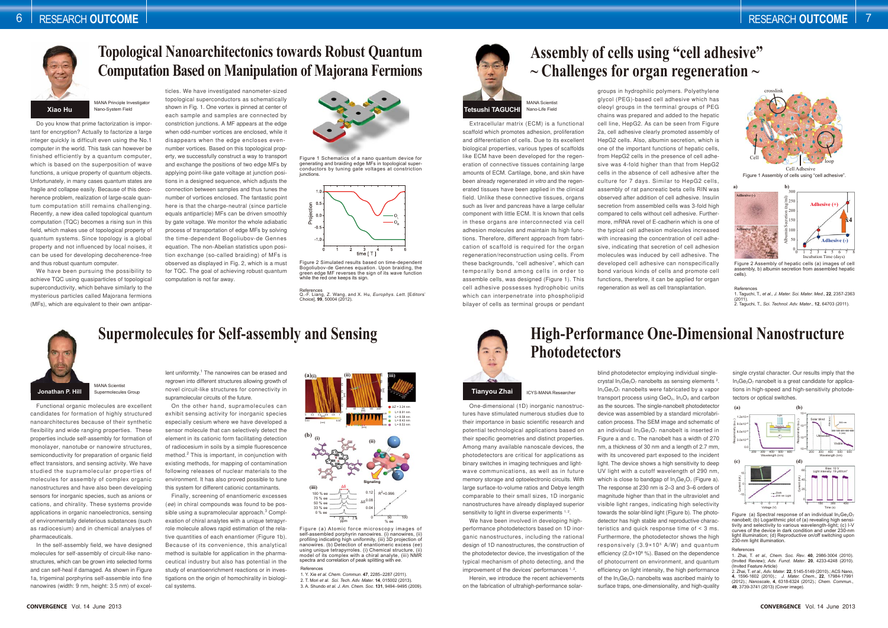# Topological Nanoarchitectonics towards Robust Quantum Computation Based on Manipulation of Majorana Fermions

**Xiao Hu**
MANA Principle Investigator
Nano-System Field

Do you know that prime factorization is important for encryption? Actually to factorize a large integer quickly is difficult even using the No.1 computer in the world. This task can however be finished efficiently by a quantum computer, which is based on the superposition of wave functions, a unique property of quantum objects. Unfortunately, in many cases quantum states are fragile and collapse easily. Because of this decoherence problem, realization of large-scale quantum computation still remains challenging. Recently, a new idea called topological quantum computation (TQC) becomes a rising sun in this field, which makes use of topological property of quantum systems. Since topology is a global property and not influenced by local noises, it can be used for developing decoherence-free and thus robust quantum computer.

We have been pursuing the possibility to achieve TQC using quasiparticles of topological superconductivity, which behave similarly to the mysterious particles called Majorana fermions (MFs), which are equivalent to their own antiparticles. We have investigated nanometer-sized topological superconductors as schematically shown in Fig. 1. One vortex is pinned at center of each sample and samples are connected by constriction junctions. A MF appears at the edge when odd-number vortices are enclosed, while it disappears when the edge encloses even-number vortices. Based on this topological property, we successfully construct a way to transport and exchange the positions of two edge MFs by applying point-like gate voltage at junction positions in a designed sequence, which adjusts the connection between samples and thus tunes the number of vortices enclosed. The fantastic point here is that the charge-neutral (since particle equals antiparticle) MFs can be driven smoothly by gate voltage. We monitor the whole adiabatic process of transportation of edge MFs by solving the time-dependent Bogoliubov-de Gennes equation. The non-Abelian statistics upon position exchange (so-called braiding) of MFs is observed as displayed in Fig. 2, which is a must for TQC. The goal of achieving robust quantum computation is not far away.

Figure 1 Schematics of a nano quantum device for generating and braiding edge MFs in topological superconductors by tuning gate voltages at constriction junctions.

Projection
1.0
0.5
0.0
-0.5
-1.0
0 1 2 3 4 5 6
time [ T ]
$O_L$
$O_R$

Figure 2 Simulated results based on time-dependent Bogoliubov-de Gennes equation. Upon braiding, the green edge MF reverses the sign of its wave function while the red one keeps its sign.

References
Q.-F. Liang, Z. Wang, and X. Hu, *Europhys. Lett.* [Editors' Choice], **99**, 50004 (2012).

# Assembly of cells using "cell adhesive" ~ Challenges for organ regeneration ~

**Tetsushi TAGUCHI**
MANA Scientist
Nano-Life Field

Extracellular matrix (ECM) is a functional scaffold which promotes adhesion, proliferation and differentiation of cells. Due to its excellent biological properties, various types of scaffolds like ECM have been developed for the regeneration of connective tissues containing large amounts of ECM. Cartilage, bone, and skin have been already regenerated *in vitro* and the regenerated tissues have been applied in the clinical field. Unlike these connective tissues, organs such as liver and pancreas have a large cellular component with little ECM. It is known that cells in these organs are interconnected via cell adhesion molecules and maintain its high functions. Therefore, different approach from fabrication of scaffold is required for the organ regeneration/reconstruction using cells. From these backgrounds, "cell adhesive", which can temporally bond among cells in order to assemble cells, was designed (Figure 1). This cell adhesive possesses hydrophobic units which can interpenetrate into phospholipid bilayer of cells as terminal groups or pendant groups in hydrophilic polymers. Polyethylene glycol (PEG)-based cell adhesive which has oleoyl groups in the terminal groups of PEG chains was prepared and added to the hepatic cell line, HepG2. As can be seen from Figure 2a, cell adhesive clearly promoted assembly of HepG2 cells. Also, albumin secretion, which is one of the important functions of hepatic cells, from HepG2 cells in the presence of cell adhesive was 4-fold higher than that from HepG2 cells in the absence of cell adhesive after the culture for 7 days. Similar to HepG2 cells, assembly of rat pancreatic beta cells RIN was observed after addition of cell adhesive. Insulin secretion from assembled cells was 3-fold high compared to cells without cell adhesive. Furthermore, mRNA revel of E-cadherin which is one of the typical cell adhesion molecules increased with increasing the concentration of cell adhesive, indicating that secretion of cell adhesion molecules was induced by cell adhesive. The developed cell adhesive can nonspecifically bond various kinds of cells and promote cell functions, therefore, it can be applied for organ regeneration as well as cell transplantation.

crosslink
Cell
loop
Cell Adhesive

Figure 1 Assembly of cells using "cell adhesive".

a)
Adhesive (-)
Adhesive (+)
b)
Albumin Secretion (ng/ml)
300
250
200
150
100
50
0
Adhesive (+)
x4
Adhesive (-)
1 2 3 4 5 6 7 8
Incubation Time (days)

Figure 2 Assembly of hepatic cells (a) images of cell assembly, b) albumin secretion from assembled hepatic cells).

References
1. Taguchi, T., *et al.*, *J. Mater. Sci. Mater. Med.*, **22**, 2357-2363 (2011).
2. Taguchi, T., *Sci. Technol. Adv. Mater.*, **12**, 64703 (2011).

# Supermolecules for Self-assembly and Sensing

**Jonathan P. Hill**
MANA Scientist
Supermolecules Group

Functional organic molecules are excellent candidates for formation of highly structured nanoarchitectures because of their synthetic flexibility and wide ranging properties. These properties include self-assembly for formation of monolayer, nanotube or nanowire structures, semiconductivity for preparation of organic field effect transistors, and sensing activity. We have studied the supramolecular properties of molecules for assembly of complex organic nanostructures and have also been developing sensors for inorganic species, such as anions or cations, and chirality. These systems provide applications in organic nanoelectronics, sensing of environmentally deleterious substances (such as radiocesium) and in chemical analyses of pharmaceuticals.

In the self-assembly field, we have designed molecules for self-assembly of circuit-like nanostructures, which can be grown into selected forms and can self-heal if damaged. As shown in Figure 1a, trigeminal porphyrins self-assemble into fine nanowires (width: 9 nm, height: 3.5 nm) of excellent uniformity.[1] The nanowires can be erased and regrown into different structures allowing growth of novel circuit-like structures for connectivity in supramolecular circuits of the future.

On the other hand, supramolecules can exhibit sensing activity for inorganic species especially cesium where we have developed a sensor molecule that can selectively detect the element in its cationic form facilitating detection of radiocesium in soils by a simple fluorescence method.[2] This is important, in conjunction with existing methods, for mapping of contamination following releases of nuclear materials to the environment. It has also proved possible to tune this system for different cationic contaminants.

Finally, screening of enantiomeric excesses (*ee*) in chiral compounds was found to be possible using a supramolecular approach.[3] Complexation of chiral analytes with a unique tetrapyrrole molecule allows rapid estimation of the relative quantities of each enantiomer (Figure 1b). Because of its convenience, this analytical method is suitable for application in the pharmaceutical industry but also has potential in the study of enantioenrichment reactions or in investigations on the origin of homochirality in biological systems.

(a)(i) (ii) (iii)
ΔZ = 3.24 nm
L = 8.91 nm
L = 8.58 nm
L = 8.43 nm
L = 8.53 nm
(b) (i) (ii)
Signaling
(iii)
100 % ee
75 % ee
50 % ee
33 % ee
0 % ee
Δδ
$R^2$=0.996
0.12
0.08
0.04
0
0 50 100
% ee
ppm

Figure (a) Atomic force microscopy images of self-assembled porphyrin nanowires. (i) nanowires, (ii) profiling indicating high uniformity, (iii) 3D projection of nanowires. (b) Detection of enantiomeric excess (*ee*) using unique tetrapyrroles. (i) Chemical structure, (ii) model of its complex with a chiral analyte, (iii) NMR spectra and correlation of peak splitting with *ee*.

References
1. Y. Xie *et al. Chem. Commun.* **47**, 2285–2287 (2011).
2. T. Mori *et al. Sci. Tech. Adv. Mater.* **14**, 015002 (2013).
3. A. Shundo *et al. J. Am. Chem. Soc.* **131**, 9494–9495 (2009).

# High-Performance One-Dimensional Nanostructure Photodetectors

**Tianyou Zhai**
ICYS-MANA Researcher

One-dimensional (1D) inorganic nanostructures have stimulated numerous studies due to their importance in basic scientific research and potential technological applications based on their specific geometries and distinct properties. Among many available nanoscale devices, the photodetectors are critical for applications as binary switches in imaging techniques and light-wave communications, as well as in future memory storage and optoelectronic circuits. With large surface-to-volume ratios and Debye length comparable to their small sizes, 1D inorganic nanostructures have already displayed superior sensitivity to light in diverse experiments[1,2].

We have been involved in developing high-performance photodetectors based on 1D inorganic nanostructures, including the rational design of 1D nanostructures, the construction of the photodetector device, the investigation of the typical mechanism of photo detecting, and the improvement of the devices' performances[1,2].

Herein, we introduce the recent achievements on the fabrication of ultrahigh-performance solar-blind photodetector employing individual single-crystal $In_2Ge_2O_7$ nanobelts as sensing elements[2]. $In_2Ge_2O_7$ nanobelts were fabricated by a vapor transport process using $GeO_2$, $In_2O_3$ and carbon as the sources. The single-nanobelt photodetector device was assembled by a standard microfabrication process. The SEM image and schematic of an individual $In_2Ge_2O_7$ nanobelt is inserted in Figure a and c. The nanobelt has a width of 270 nm, a thickness of 30 nm and a length of 2.7 mm, with its uncovered part exposed to the incident light. The device shows a high sensitivity to deep UV light with a cutoff wavelength of 290 nm, which is close to bandgap of $In_2Ge_2O_7$ (Figure a). The response at 230 nm is 2–3 and 3–6 orders of magnitude higher than that in the ultraviolet and visible light ranges, indicating high selectivity towards the solar-blind light (Figure b). The photodetector has high stable and reproductive characteristics and quick response time of < 3 ms. Furthermore, the photodetector shows the high responsivity ($3.9\times10^5$ A/W) and quantum efficiency ($2.0\times10^8$ %). Based on the dependence of photocurrent on environment, and quantum efficiency on light intensity, the high performance of the $In_2Ge_2O_7$ nanobelts was ascribed mainly to surface traps, one-dimensionality, and high-quality single crystal character. Our results imply that the $In_2Ge_2O_7$ nanobelt is a great candidate for applications in high-speed and high-sensitivity photodetectors or optical switches.

(a) (b) (c) (d)
Solar blind
Ultraviolet
Visible
Wavelength (nm)
Bias: 10 V
Light intensity: 19 μW/cm²
Dark
230 nm Light
Voltage (V)
Time (s)

Figure (a) Spectral response of an individual $In_2Ge_2O_7$ nanobelt; (b) Logarithmic plot of (a) revealing high sensitivity and selectivity to various wavelength-light; (c) I-V curves of the device in dark condition and under 230-nm light illumination; (d) Reproductive on/off switching upon 230-nm light illumination.

References
1. Zhai, T. *et al.*, *Chem. Soc. Rev.* **40**, 2986-3004 (2010). (Invited Review); *Adv. Funct. Mater.* **20**, 4233-4248 (2010). (Invited Feature Article)
2. Zhai, T. *et al.*, *Adv. Mater.* **22**, 5145-5149 (2010).; ACS Nano, **4**, 1596-1602 (2010).; *J. Mater. Chem.*, **22**, 17984-17991 (2012).; *Nanoscale*, **4**, 6318-6324 (2012).; *Chem. Commun.*, **49**, 3739-3741 (2013) (Cover image).